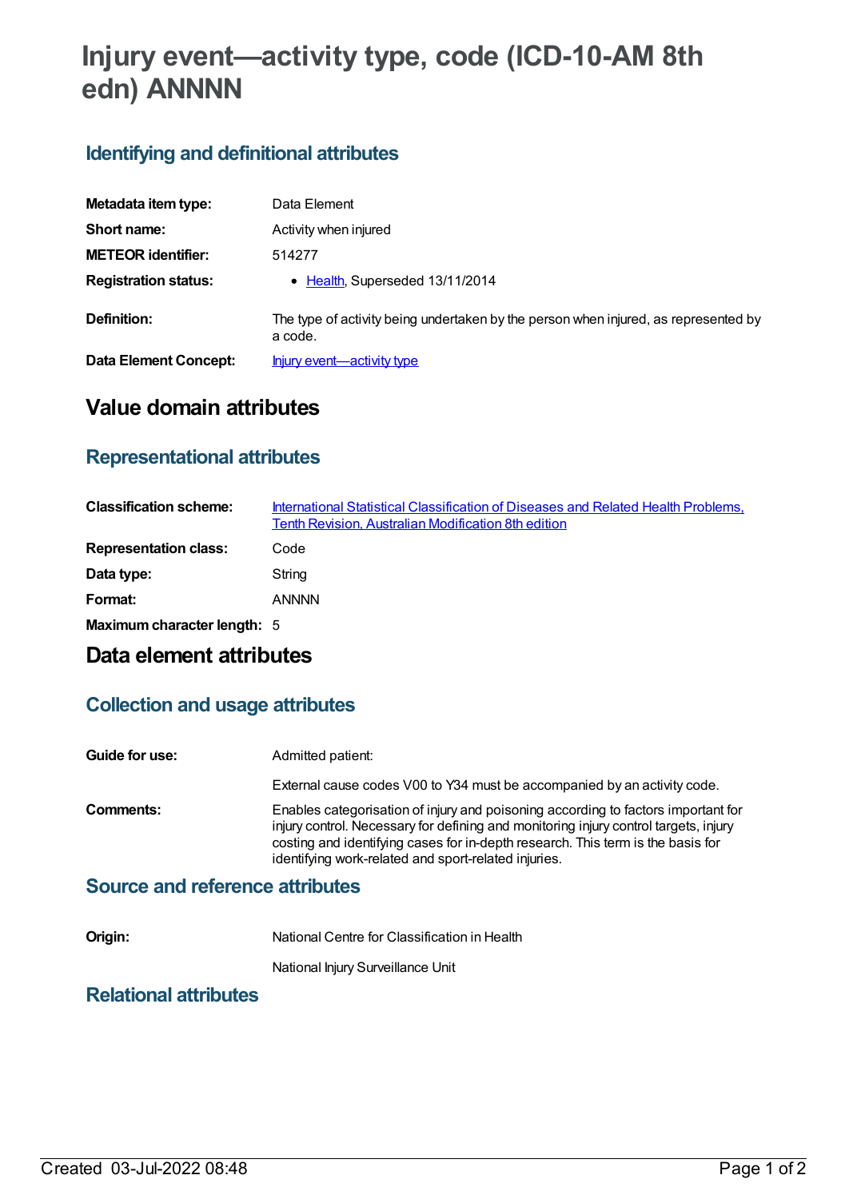# Injury event—activity type, code (ICD-10-AM 8th edn) ANNNN

## Identifying and definitional attributes

| | |
|---|---|
| **Metadata item type:** | Data Element |
| **Short name:** | Activity when injured |
| **METEOR identifier:** | 514277 |
| **Registration status:** | • Health, Superseded 13/11/2014 |
| **Definition:** | The type of activity being undertaken by the person when injured, as represented by a code. |
| **Data Element Concept:** | Injury event—activity type |

# Value domain attributes

## Representational attributes

| | |
|---|---|
| **Classification scheme:** | International Statistical Classification of Diseases and Related Health Problems, Tenth Revision, Australian Modification 8th edition |
| **Representation class:** | Code |
| **Data type:** | String |
| **Format:** | ANNNN |
| **Maximum character length:** | 5 |

# Data element attributes

## Collection and usage attributes

| | |
|---|---|
| **Guide for use:** | Admitted patient:<br><br>External cause codes V00 to Y34 must be accompanied by an activity code. |
| **Comments:** | Enables categorisation of injury and poisoning according to factors important for injury control. Necessary for defining and monitoring injury control targets, injury costing and identifying cases for in-depth research. This term is the basis for identifying work-related and sport-related injuries. |

## Source and reference attributes

| | |
|---|---|
| **Origin:** | National Centre for Classification in Health<br><br>National Injury Surveillance Unit |

## Relational attributes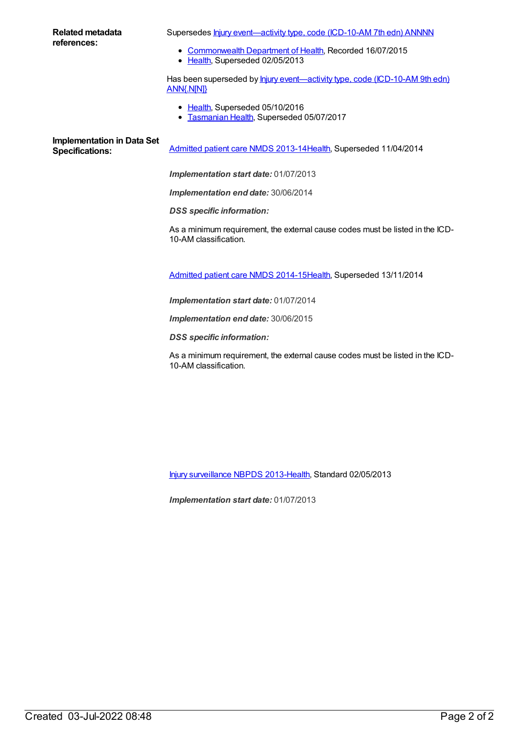**Related metadata references:**

Supersedes Injury event—activity type, code (ICD-10-AM 7th edn) ANNNN

- Commonwealth Department of Health, Recorded 16/07/2015
- Health, Superseded 02/05/2013

Has been superseded by Injury event—activity type, code (ICD-10-AM 9th edn) ANN{.N[N]}

- Health, Superseded 05/10/2016
- Tasmanian Health, Superseded 05/07/2017

**Implementation in Data Set Specifications:**

Admitted patient care NMDS 2013-14Health, Superseded 11/04/2014

***Implementation start date:*** 01/07/2013

***Implementation end date:*** 30/06/2014

***DSS specific information:***

As a minimum requirement, the external cause codes must be listed in the ICD-10-AM classification.

Admitted patient care NMDS 2014-15Health, Superseded 13/11/2014

***Implementation start date:*** 01/07/2014

***Implementation end date:*** 30/06/2015

***DSS specific information:***

As a minimum requirement, the external cause codes must be listed in the ICD-10-AM classification.

Injury surveillance NBPDS 2013-Health, Standard 02/05/2013

***Implementation start date:*** 01/07/2013